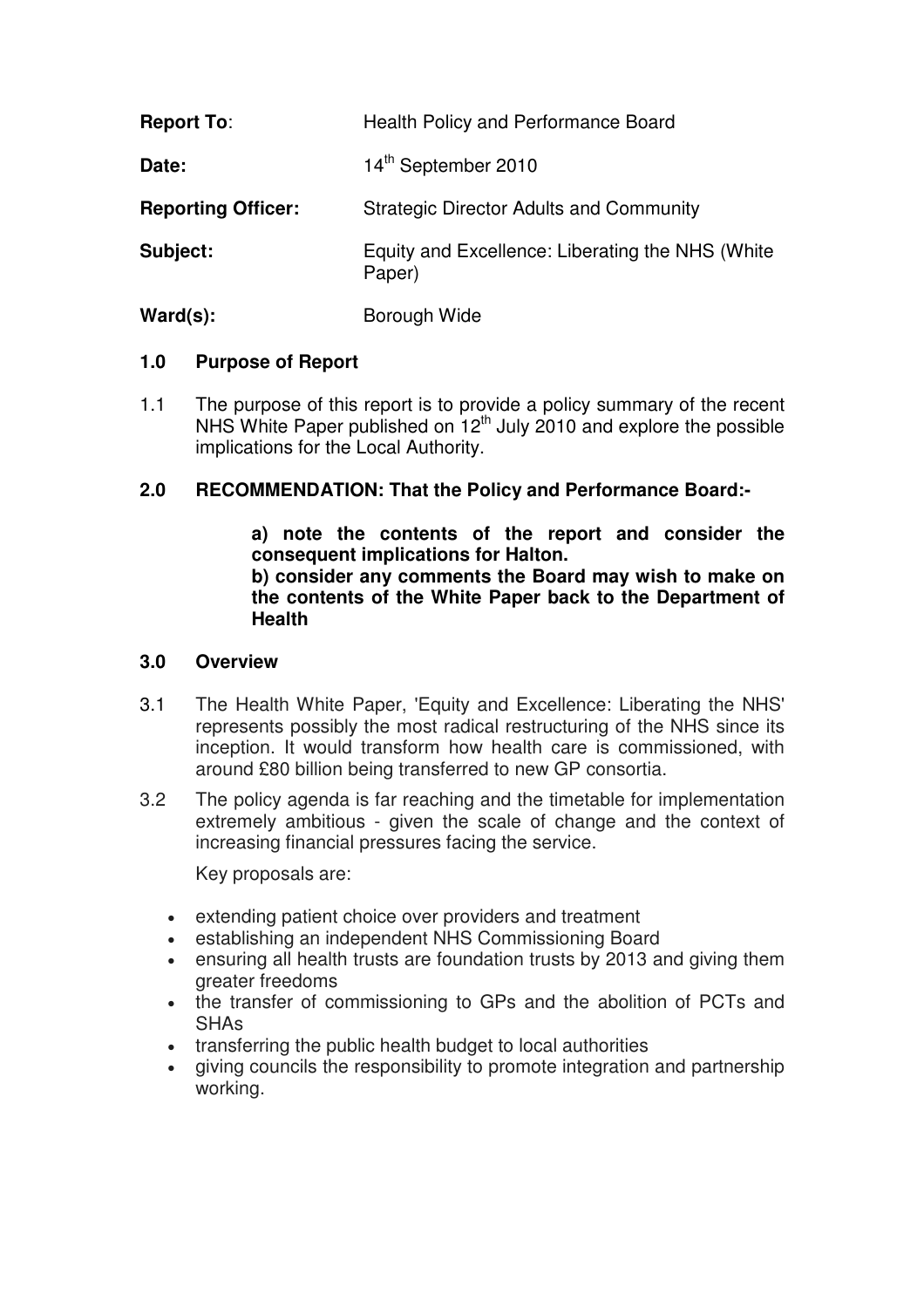| | |
|---|---|
| **Report To**: | Health Policy and Performance Board |
| **Date:** | 14th September 2010 |
| **Reporting Officer:** | Strategic Director Adults and Community |
| **Subject:** | Equity and Excellence: Liberating the NHS (White Paper) |
| **Ward(s):** | Borough Wide |

## 1.0 Purpose of Report

1.1 The purpose of this report is to provide a policy summary of the recent NHS White Paper published on 12th July 2010 and explore the possible implications for the Local Authority.

## 2.0 RECOMMENDATION: That the Policy and Performance Board:-

**a) note the contents of the report and consider the consequent implications for Halton.**
**b) consider any comments the Board may wish to make on the contents of the White Paper back to the Department of Health**

## 3.0 Overview

3.1 The Health White Paper, 'Equity and Excellence: Liberating the NHS' represents possibly the most radical restructuring of the NHS since its inception. It would transform how health care is commissioned, with around £80 billion being transferred to new GP consortia.

3.2 The policy agenda is far reaching and the timetable for implementation extremely ambitious - given the scale of change and the context of increasing financial pressures facing the service.

Key proposals are:

- extending patient choice over providers and treatment
- establishing an independent NHS Commissioning Board
- ensuring all health trusts are foundation trusts by 2013 and giving them greater freedoms
- the transfer of commissioning to GPs and the abolition of PCTs and SHAs
- transferring the public health budget to local authorities
- giving councils the responsibility to promote integration and partnership working.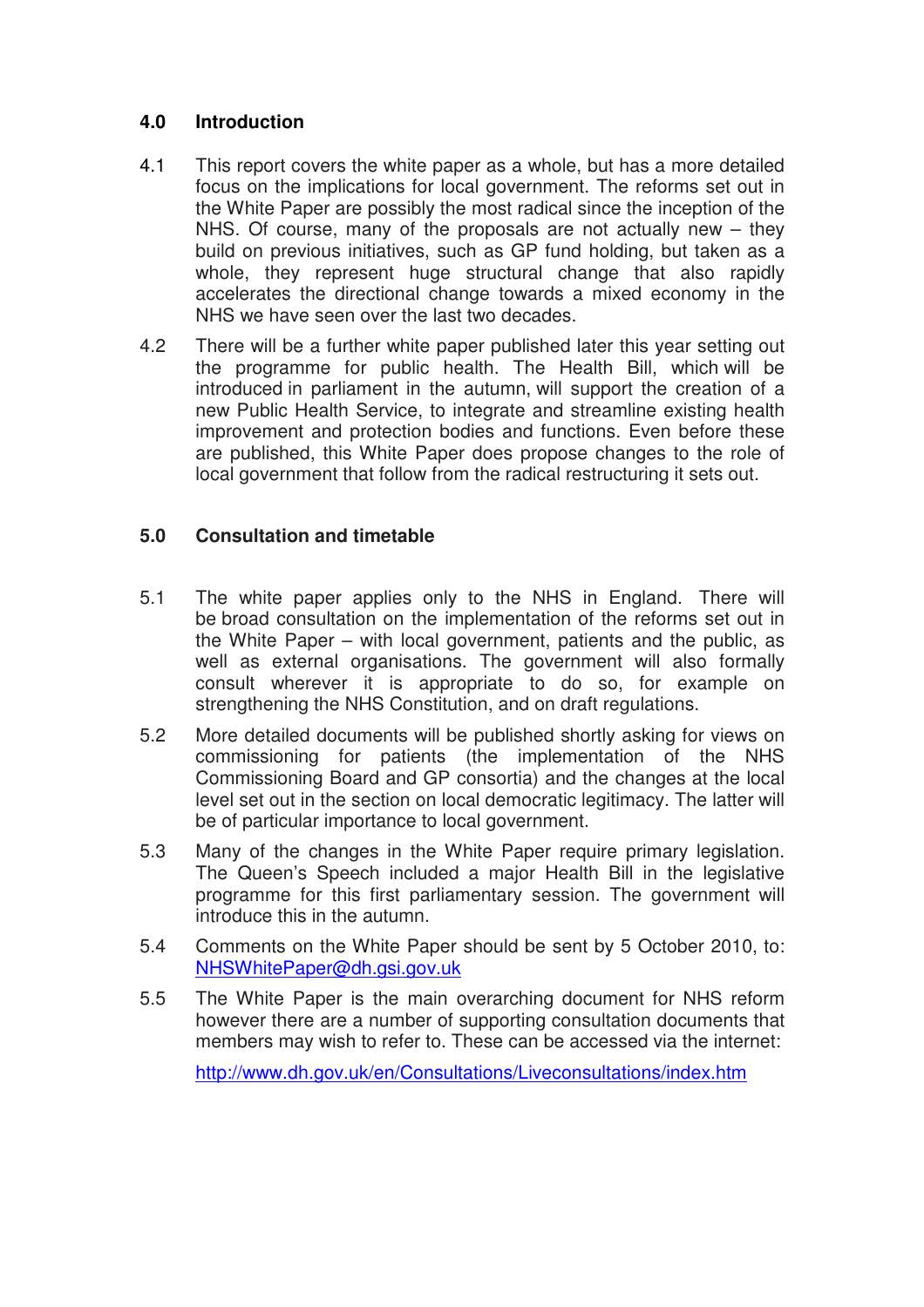## 4.0 Introduction

4.1 This report covers the white paper as a whole, but has a more detailed focus on the implications for local government. The reforms set out in the White Paper are possibly the most radical since the inception of the NHS. Of course, many of the proposals are not actually new – they build on previous initiatives, such as GP fund holding, but taken as a whole, they represent huge structural change that also rapidly accelerates the directional change towards a mixed economy in the NHS we have seen over the last two decades.

4.2 There will be a further white paper published later this year setting out the programme for public health. The Health Bill, which will be introduced in parliament in the autumn, will support the creation of a new Public Health Service, to integrate and streamline existing health improvement and protection bodies and functions. Even before these are published, this White Paper does propose changes to the role of local government that follow from the radical restructuring it sets out.

## 5.0 Consultation and timetable

5.1 The white paper applies only to the NHS in England. There will be broad consultation on the implementation of the reforms set out in the White Paper – with local government, patients and the public, as well as external organisations. The government will also formally consult wherever it is appropriate to do so, for example on strengthening the NHS Constitution, and on draft regulations.

5.2 More detailed documents will be published shortly asking for views on commissioning for patients (the implementation of the NHS Commissioning Board and GP consortia) and the changes at the local level set out in the section on local democratic legitimacy. The latter will be of particular importance to local government.

5.3 Many of the changes in the White Paper require primary legislation. The Queen's Speech included a major Health Bill in the legislative programme for this first parliamentary session. The government will introduce this in the autumn.

5.4 Comments on the White Paper should be sent by 5 October 2010, to: NHSWhitePaper@dh.gsi.gov.uk

5.5 The White Paper is the main overarching document for NHS reform however there are a number of supporting consultation documents that members may wish to refer to. These can be accessed via the internet:

http://www.dh.gov.uk/en/Consultations/Liveconsultations/index.htm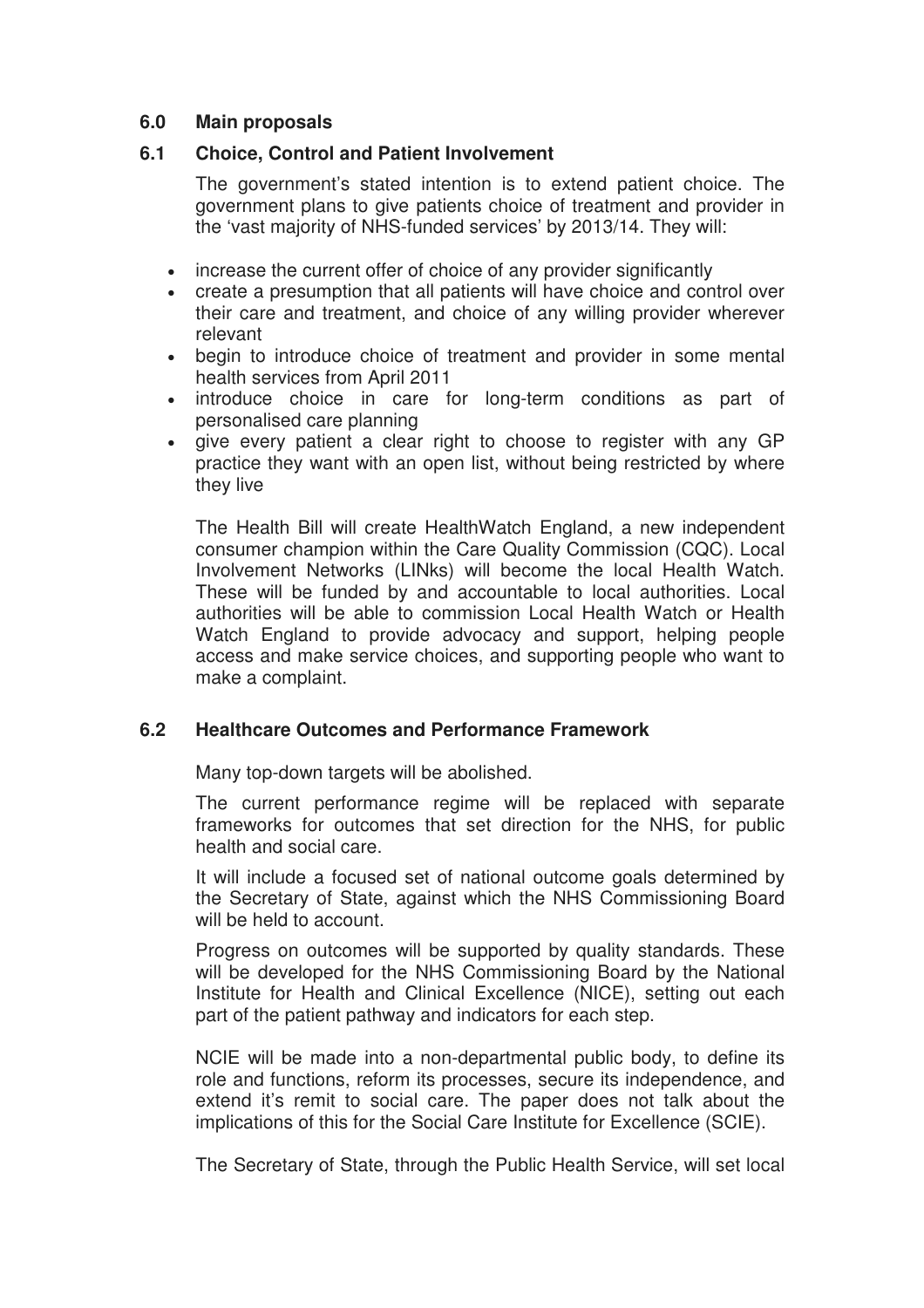## 6.0 Main proposals

### 6.1 Choice, Control and Patient Involvement

The government's stated intention is to extend patient choice. The government plans to give patients choice of treatment and provider in the 'vast majority of NHS-funded services' by 2013/14. They will:

- increase the current offer of choice of any provider significantly
- create a presumption that all patients will have choice and control over their care and treatment, and choice of any willing provider wherever relevant
- begin to introduce choice of treatment and provider in some mental health services from April 2011
- introduce choice in care for long-term conditions as part of personalised care planning
- give every patient a clear right to choose to register with any GP practice they want with an open list, without being restricted by where they live

The Health Bill will create HealthWatch England, a new independent consumer champion within the Care Quality Commission (CQC). Local Involvement Networks (LINks) will become the local Health Watch. These will be funded by and accountable to local authorities. Local authorities will be able to commission Local Health Watch or Health Watch England to provide advocacy and support, helping people access and make service choices, and supporting people who want to make a complaint.

### 6.2 Healthcare Outcomes and Performance Framework

Many top-down targets will be abolished.

The current performance regime will be replaced with separate frameworks for outcomes that set direction for the NHS, for public health and social care.

It will include a focused set of national outcome goals determined by the Secretary of State, against which the NHS Commissioning Board will be held to account.

Progress on outcomes will be supported by quality standards. These will be developed for the NHS Commissioning Board by the National Institute for Health and Clinical Excellence (NICE), setting out each part of the patient pathway and indicators for each step.

NCIE will be made into a non-departmental public body, to define its role and functions, reform its processes, secure its independence, and extend it's remit to social care. The paper does not talk about the implications of this for the Social Care Institute for Excellence (SCIE).

The Secretary of State, through the Public Health Service, will set local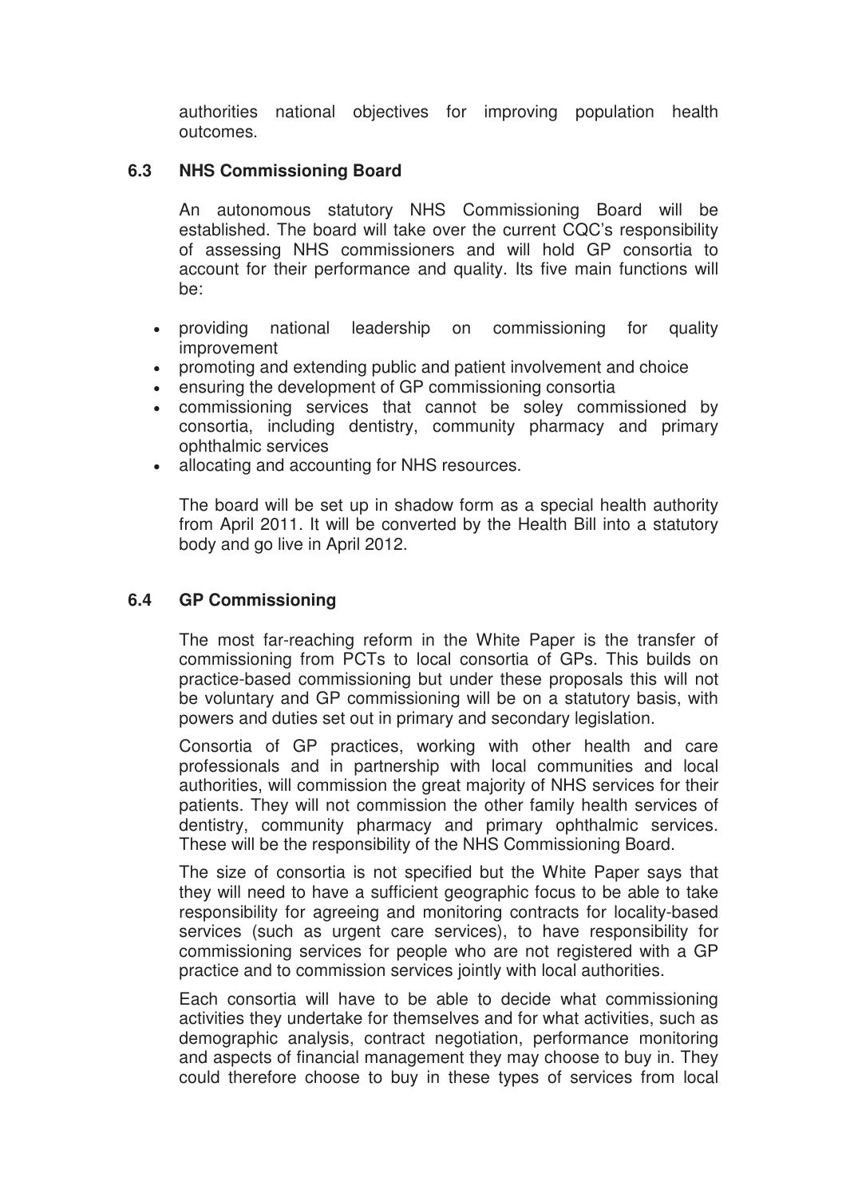authorities national objectives for improving population health outcomes.

### 6.3 NHS Commissioning Board

An autonomous statutory NHS Commissioning Board will be established. The board will take over the current CQC's responsibility of assessing NHS commissioners and will hold GP consortia to account for their performance and quality. Its five main functions will be:

- providing national leadership on commissioning for quality improvement
- promoting and extending public and patient involvement and choice
- ensuring the development of GP commissioning consortia
- commissioning services that cannot be soley commissioned by consortia, including dentistry, community pharmacy and primary ophthalmic services
- allocating and accounting for NHS resources.

The board will be set up in shadow form as a special health authority from April 2011. It will be converted by the Health Bill into a statutory body and go live in April 2012.

### 6.4 GP Commissioning

The most far-reaching reform in the White Paper is the transfer of commissioning from PCTs to local consortia of GPs. This builds on practice-based commissioning but under these proposals this will not be voluntary and GP commissioning will be on a statutory basis, with powers and duties set out in primary and secondary legislation.

Consortia of GP practices, working with other health and care professionals and in partnership with local communities and local authorities, will commission the great majority of NHS services for their patients. They will not commission the other family health services of dentistry, community pharmacy and primary ophthalmic services. These will be the responsibility of the NHS Commissioning Board.

The size of consortia is not specified but the White Paper says that they will need to have a sufficient geographic focus to be able to take responsibility for agreeing and monitoring contracts for locality-based services (such as urgent care services), to have responsibility for commissioning services for people who are not registered with a GP practice and to commission services jointly with local authorities.

Each consortia will have to be able to decide what commissioning activities they undertake for themselves and for what activities, such as demographic analysis, contract negotiation, performance monitoring and aspects of financial management they may choose to buy in. They could therefore choose to buy in these types of services from local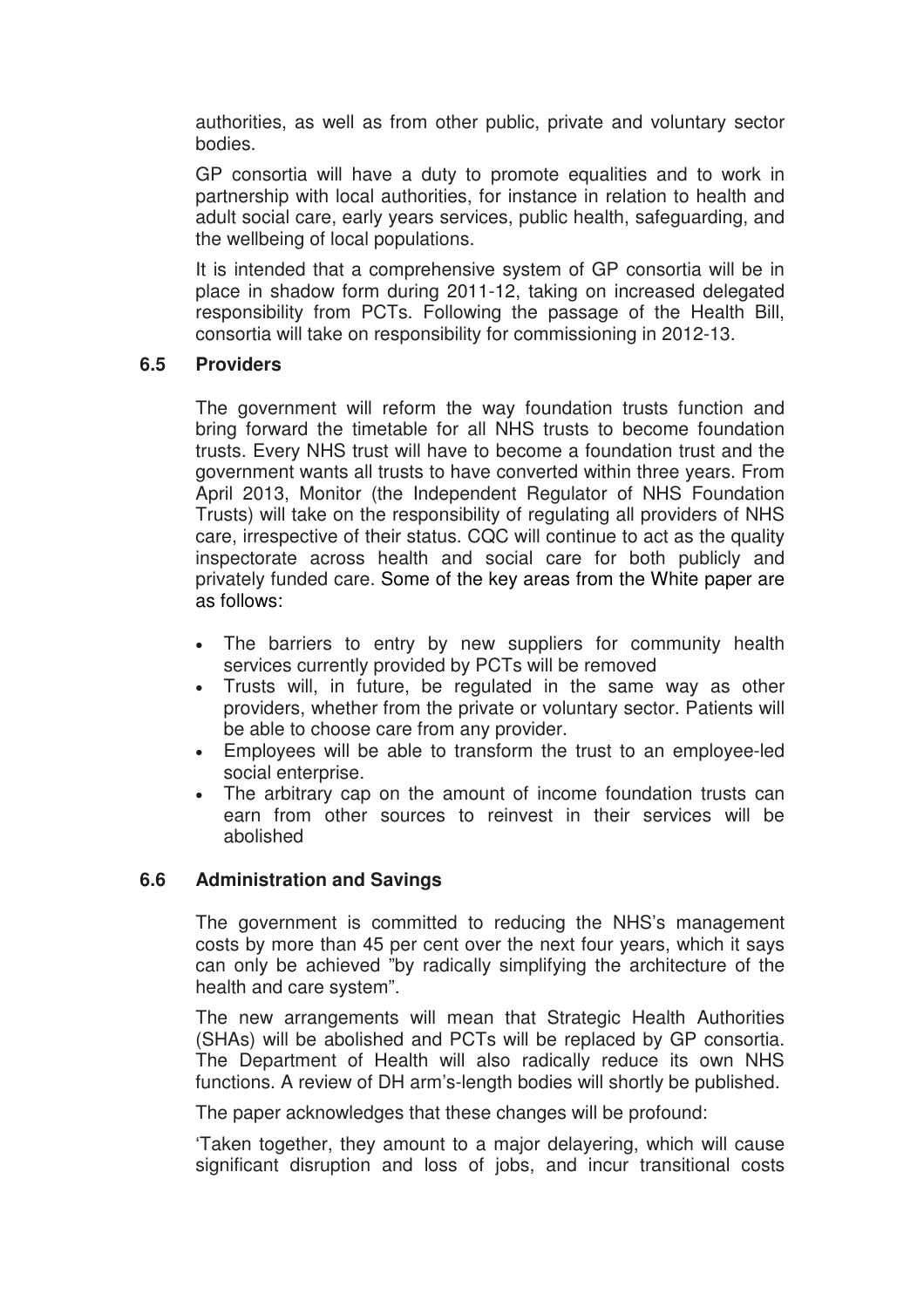authorities, as well as from other public, private and voluntary sector bodies.

GP consortia will have a duty to promote equalities and to work in partnership with local authorities, for instance in relation to health and adult social care, early years services, public health, safeguarding, and the wellbeing of local populations.

It is intended that a comprehensive system of GP consortia will be in place in shadow form during 2011-12, taking on increased delegated responsibility from PCTs. Following the passage of the Health Bill, consortia will take on responsibility for commissioning in 2012-13.

### 6.5 Providers

The government will reform the way foundation trusts function and bring forward the timetable for all NHS trusts to become foundation trusts. Every NHS trust will have to become a foundation trust and the government wants all trusts to have converted within three years. From April 2013, Monitor (the Independent Regulator of NHS Foundation Trusts) will take on the responsibility of regulating all providers of NHS care, irrespective of their status. CQC will continue to act as the quality inspectorate across health and social care for both publicly and privately funded care. Some of the key areas from the White paper are as follows:

- The barriers to entry by new suppliers for community health services currently provided by PCTs will be removed
- Trusts will, in future, be regulated in the same way as other providers, whether from the private or voluntary sector. Patients will be able to choose care from any provider.
- Employees will be able to transform the trust to an employee-led social enterprise.
- The arbitrary cap on the amount of income foundation trusts can earn from other sources to reinvest in their services will be abolished

### 6.6 Administration and Savings

The government is committed to reducing the NHS's management costs by more than 45 per cent over the next four years, which it says can only be achieved "by radically simplifying the architecture of the health and care system".

The new arrangements will mean that Strategic Health Authorities (SHAs) will be abolished and PCTs will be replaced by GP consortia. The Department of Health will also radically reduce its own NHS functions. A review of DH arm's-length bodies will shortly be published.

The paper acknowledges that these changes will be profound:

'Taken together, they amount to a major delayering, which will cause significant disruption and loss of jobs, and incur transitional costs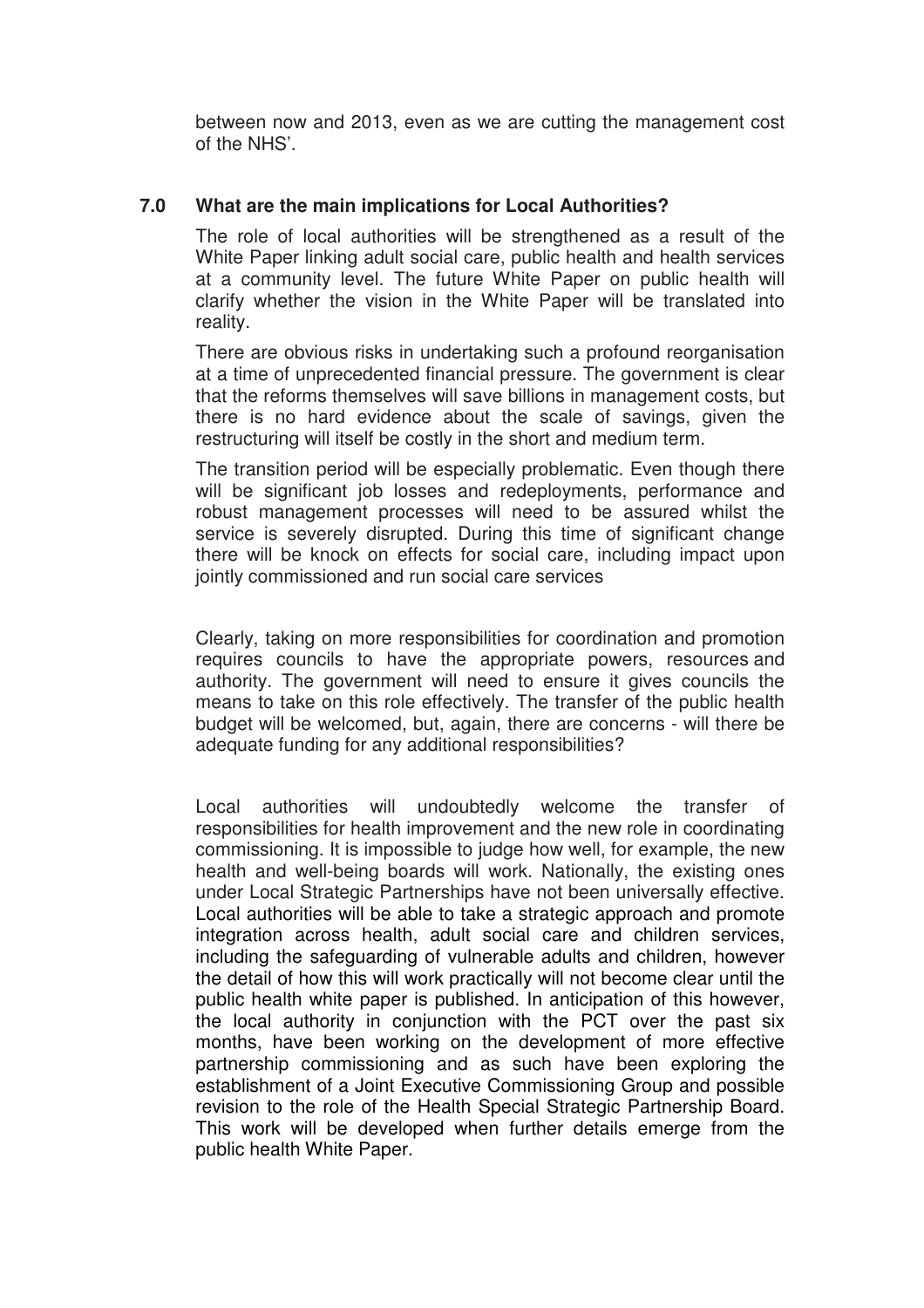between now and 2013, even as we are cutting the management cost of the NHS'.

## 7.0 What are the main implications for Local Authorities?

The role of local authorities will be strengthened as a result of the White Paper linking adult social care, public health and health services at a community level. The future White Paper on public health will clarify whether the vision in the White Paper will be translated into reality.

There are obvious risks in undertaking such a profound reorganisation at a time of unprecedented financial pressure. The government is clear that the reforms themselves will save billions in management costs, but there is no hard evidence about the scale of savings, given the restructuring will itself be costly in the short and medium term.

The transition period will be especially problematic. Even though there will be significant job losses and redeployments, performance and robust management processes will need to be assured whilst the service is severely disrupted. During this time of significant change there will be knock on effects for social care, including impact upon jointly commissioned and run social care services

Clearly, taking on more responsibilities for coordination and promotion requires councils to have the appropriate powers, resources and authority. The government will need to ensure it gives councils the means to take on this role effectively. The transfer of the public health budget will be welcomed, but, again, there are concerns - will there be adequate funding for any additional responsibilities?

Local authorities will undoubtedly welcome the transfer of responsibilities for health improvement and the new role in coordinating commissioning. It is impossible to judge how well, for example, the new health and well-being boards will work. Nationally, the existing ones under Local Strategic Partnerships have not been universally effective. Local authorities will be able to take a strategic approach and promote integration across health, adult social care and children services, including the safeguarding of vulnerable adults and children, however the detail of how this will work practically will not become clear until the public health white paper is published. In anticipation of this however, the local authority in conjunction with the PCT over the past six months, have been working on the development of more effective partnership commissioning and as such have been exploring the establishment of a Joint Executive Commissioning Group and possible revision to the role of the Health Special Strategic Partnership Board. This work will be developed when further details emerge from the public health White Paper.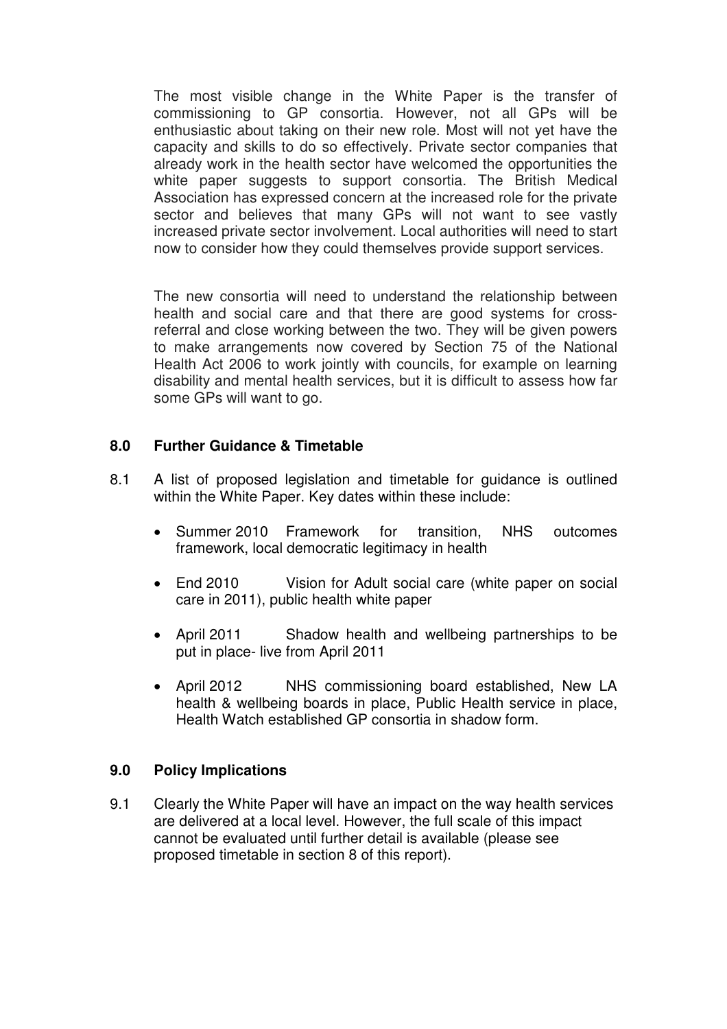The most visible change in the White Paper is the transfer of commissioning to GP consortia. However, not all GPs will be enthusiastic about taking on their new role. Most will not yet have the capacity and skills to do so effectively. Private sector companies that already work in the health sector have welcomed the opportunities the white paper suggests to support consortia. The British Medical Association has expressed concern at the increased role for the private sector and believes that many GPs will not want to see vastly increased private sector involvement. Local authorities will need to start now to consider how they could themselves provide support services.

The new consortia will need to understand the relationship between health and social care and that there are good systems for cross-referral and close working between the two. They will be given powers to make arrangements now covered by Section 75 of the National Health Act 2006 to work jointly with councils, for example on learning disability and mental health services, but it is difficult to assess how far some GPs will want to go.

## 8.0 Further Guidance & Timetable

8.1 A list of proposed legislation and timetable for guidance is outlined within the White Paper. Key dates within these include:

- Summer 2010 Framework for transition, NHS outcomes framework, local democratic legitimacy in health
- End 2010 Vision for Adult social care (white paper on social care in 2011), public health white paper
- April 2011 Shadow health and wellbeing partnerships to be put in place- live from April 2011
- April 2012 NHS commissioning board established, New LA health & wellbeing boards in place, Public Health service in place, Health Watch established GP consortia in shadow form.

## 9.0 Policy Implications

9.1 Clearly the White Paper will have an impact on the way health services are delivered at a local level. However, the full scale of this impact cannot be evaluated until further detail is available (please see proposed timetable in section 8 of this report).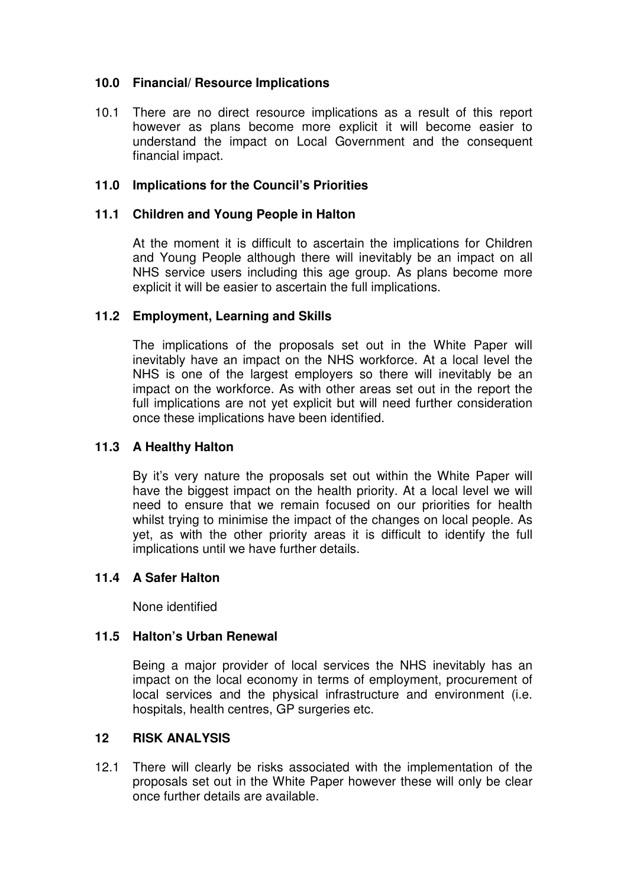## 10.0 Financial/ Resource Implications

10.1 There are no direct resource implications as a result of this report however as plans become more explicit it will become easier to understand the impact on Local Government and the consequent financial impact.

## 11.0 Implications for the Council's Priorities

### 11.1 Children and Young People in Halton

At the moment it is difficult to ascertain the implications for Children and Young People although there will inevitably be an impact on all NHS service users including this age group. As plans become more explicit it will be easier to ascertain the full implications.

### 11.2 Employment, Learning and Skills

The implications of the proposals set out in the White Paper will inevitably have an impact on the NHS workforce. At a local level the NHS is one of the largest employers so there will inevitably be an impact on the workforce. As with other areas set out in the report the full implications are not yet explicit but will need further consideration once these implications have been identified.

### 11.3 A Healthy Halton

By it's very nature the proposals set out within the White Paper will have the biggest impact on the health priority. At a local level we will need to ensure that we remain focused on our priorities for health whilst trying to minimise the impact of the changes on local people. As yet, as with the other priority areas it is difficult to identify the full implications until we have further details.

### 11.4 A Safer Halton

None identified

### 11.5 Halton's Urban Renewal

Being a major provider of local services the NHS inevitably has an impact on the local economy in terms of employment, procurement of local services and the physical infrastructure and environment (i.e. hospitals, health centres, GP surgeries etc.

## 12 RISK ANALYSIS

12.1 There will clearly be risks associated with the implementation of the proposals set out in the White Paper however these will only be clear once further details are available.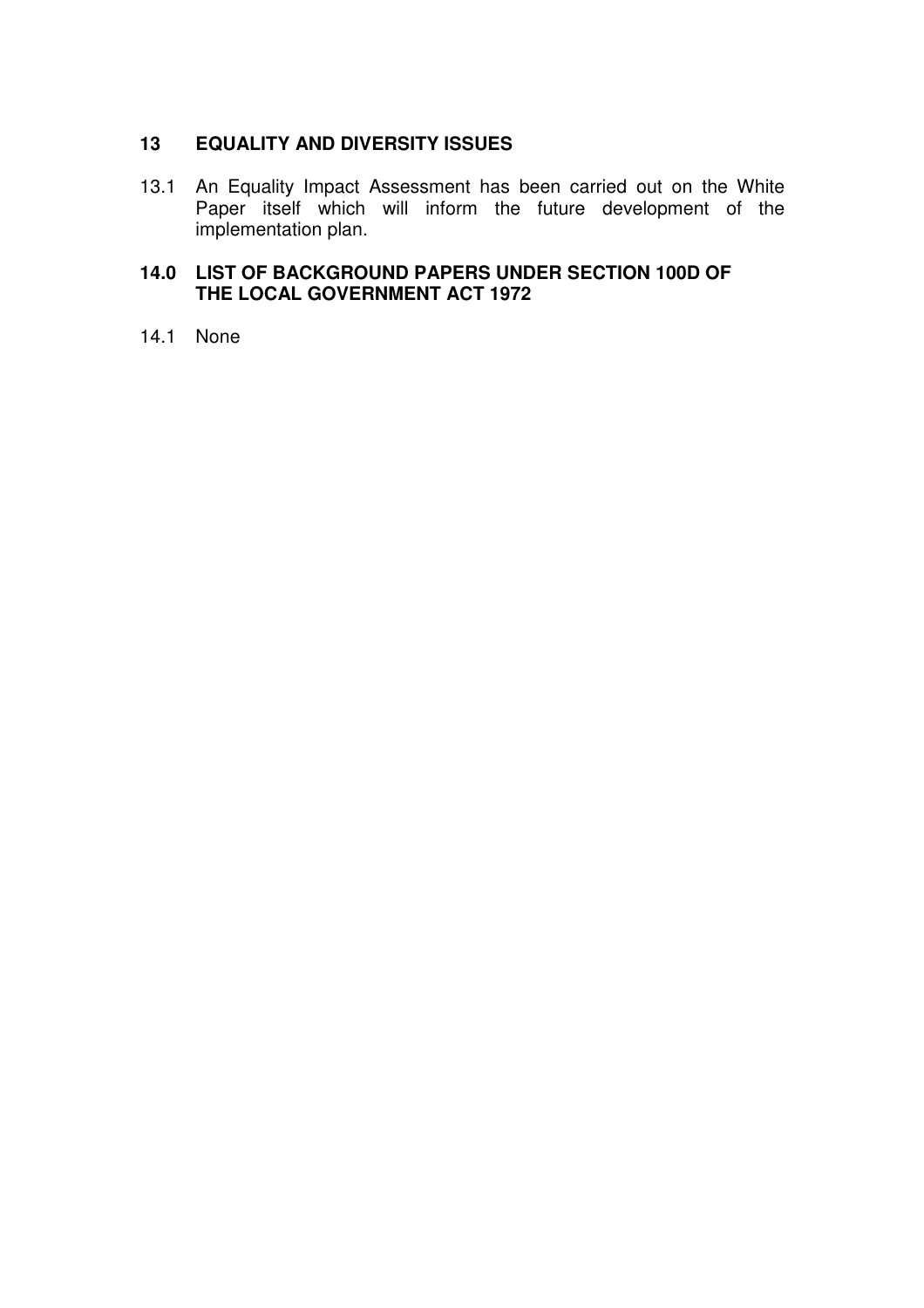## 13 EQUALITY AND DIVERSITY ISSUES

13.1 An Equality Impact Assessment has been carried out on the White Paper itself which will inform the future development of the implementation plan.

## 14.0 LIST OF BACKGROUND PAPERS UNDER SECTION 100D OF THE LOCAL GOVERNMENT ACT 1972

14.1 None